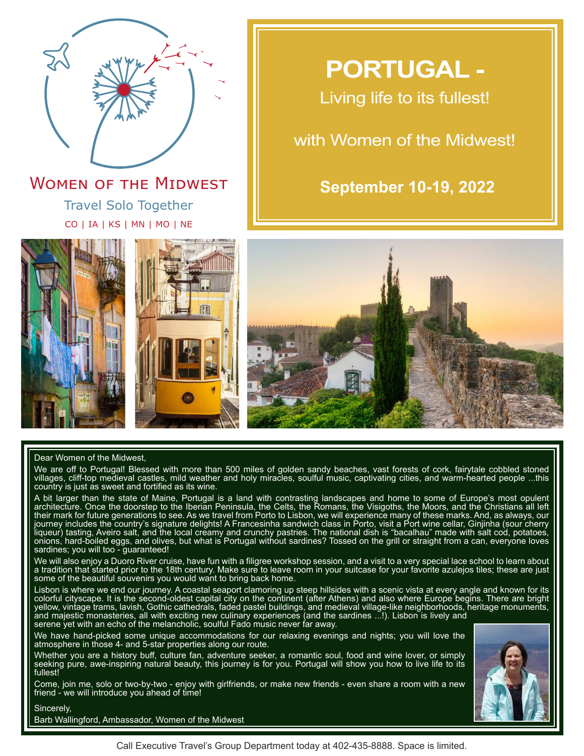WOMEN OF THE MIDWEST

Travel Solo Together

CO | IA | KS | MN | MO | NE

# PORTUGAL -

Living life to its fullest!

with Women of the Midwest!

**September 10-19, 2022**

Dear Women of the Midwest,

We are off to Portugal! Blessed with more than 500 miles of golden sandy beaches, vast forests of cork, fairytale cobbled stoned villages, cliff-top medieval castles, mild weather and holy miracles, soulful music, captivating cities, and warm-hearted people ...this country is just as sweet and fortified as its wine.

A bit larger than the state of Maine, Portugal is a land with contrasting landscapes and home to some of Europe's most opulent architecture. Once the doorstep to the Iberian Peninsula, the Celts, the Romans, the Visigoths, the Moors, and the Christians all left their mark for future generations to see. As we travel from Porto to Lisbon, we will experience many of these marks. And, as always, our journey includes the country's signature delights! A Francesinha sandwich class in Porto, visit a Port wine cellar, Ginjinha (sour cherry liqueur) tasting, Aveiro salt, and the local creamy and crunchy pastries. The national dish is "bacalhau" made with salt cod, potatoes, onions, hard-boiled eggs, and olives, but what is Portugal without sardines? Tossed on the grill or straight from a can, everyone loves sardines; you will too - guaranteed!

We will also enjoy a Duoro River cruise, have fun with a filigree workshop session, and a visit to a very special lace school to learn about a tradition that started prior to the 18th century. Make sure to leave room in your suitcase for your favorite azulejos tiles; these are just some of the beautiful souvenirs you would want to bring back home.

Lisbon is where we end our journey. A coastal seaport clamoring up steep hillsides with a scenic vista at every angle and known for its colorful cityscape. It is the second-oldest capital city on the continent (after Athens) and also where Europe begins. There are bright yellow, vintage trams, lavish, Gothic cathedrals, faded pastel buildings, and medieval village-like neighborhoods, heritage monuments, and majestic monasteries, all with exciting new culinary experiences (and the sardines ...!). Lisbon is lively and serene yet with an echo of the melancholic, soulful Fado music never far away.

We have hand-picked some unique accommodations for our relaxing evenings and nights; you will love the atmosphere in those 4- and 5-star properties along our route.

Whether you are a history buff, culture fan, adventure seeker, a romantic soul, food and wine lover, or simply seeking pure, awe-inspiring natural beauty, this journey is for you. Portugal will show you how to live life to its fullest!

Come, join me, solo or two-by-two - enjoy with girlfriends, or make new friends - even share a room with a new friend - we will introduce you ahead of time!

Sincerely,

Barb Wallingford, Ambassador, Women of the Midwest

Call Executive Travel's Group Department today at 402-435-8888. Space is limited.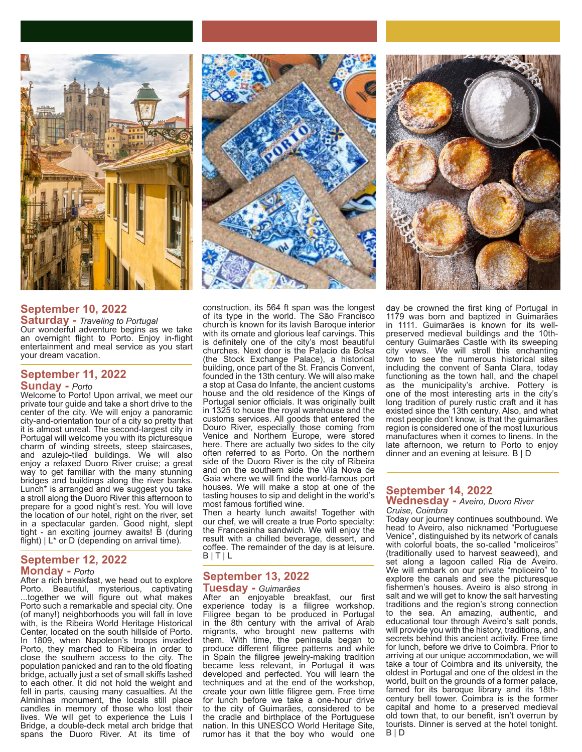## September 10, 2022

### Saturday - *Traveling to Portugal*

Our wonderful adventure begins as we take an overnight flight to Porto. Enjoy in-flight entertainment and meal service as you start your dream vacation.

## September 11, 2022

### Sunday - *Porto*

Welcome to Porto! Upon arrival, we meet our private tour guide and take a short drive to the center of the city. We will enjoy a panoramic city-and-orientation tour of a city so pretty that it is almost unreal. The second-largest city in Portugal will welcome you with its picturesque charm of winding streets, steep staircases, and azulejo-tiled buildings. We will also enjoy a relaxed Duoro River cruise; a great way to get familiar with the many stunning bridges and buildings along the river banks. Lunch* is arranged and we suggest you take a stroll along the Duoro River this afternoon to prepare for a good night's rest. You will love the location of our hotel, right on the river, set in a spectacular garden. Good night, slept tight - an exciting journey awaits! B (during flight) | L* or D (depending on arrival time).

## September 12, 2022

### Monday - *Porto*

After a rich breakfast, we head out to explore Porto. Beautiful, mysterious, captivating ...together we will figure out what makes Porto such a remarkable and special city. One (of many!) neighborhoods you will fall in love with, is the Ribeira World Heritage Historical Center, located on the south hillside of Porto. In 1809, when Napoleon's troops invaded Porto, they marched to Ribeira in order to close the southern access to the city. The population panicked and ran to the old floating bridge, actually just a set of small skiffs lashed to each other. It did not hold the weight and fell in parts, causing many casualties. At the Alminhas monument, the locals still place candles in memory of those who lost their lives. We will get to experience the Luis I Bridge, a double-deck metal arch bridge that spans the Duoro River. At its time of construction, its 564 ft span was the longest of its type in the world. The São Francisco church is known for its lavish Baroque interior with its ornate and glorious leaf carvings. This is definitely one of the city's most beautiful churches. Next door is the Palacio da Bolsa (the Stock Exchange Palace), a historical building, once part of the St. Francis Convent, founded in the 13th century. We will also make a stop at Casa do Infante, the ancient customs house and the old residence of the Kings of Portugal senior officials. It was originally built in 1325 to house the royal warehouse and the customs services. All goods that entered the Douro River, especially those coming from Venice and Northern Europe, were stored here. There are actually two sides to the city often referred to as Porto. On the northern side of the Duoro River is the city of Ribeira and on the southern side the Vila Nova de Gaia where we will find the world-famous port houses. We will make a stop at one of the tasting houses to sip and delight in the world's most famous fortified wine.

Then a hearty lunch awaits! Together with our chef, we will create a true Porto specialty: the Francesinha sandwich. We will enjoy the result with a chilled beverage, dessert, and coffee. The remainder of the day is at leisure. B | T | L

## September 13, 2022

### Tuesday - *Guimarães*

After an enjoyable breakfast, our first experience today is a filigree workshop. Filigree began to be produced in Portugal in the 8th century with the arrival of Arab migrants, who brought new patterns with them. With time, the peninsula began to produce different filigree patterns and while in Spain the filigree jewelry-making tradition became less relevant, in Portugal it was developed and perfected. You will learn the techniques and at the end of the workshop, create your own little filigree gem. Free time for lunch before we take a one-hour drive to the city of Guimarães, considered to be the cradle and birthplace of the Portuguese nation. In this UNESCO World Heritage Site, rumor has it that the boy who would one day be crowned the first king of Portugal in 1179 was born and baptized in Guimarães in 1111. Guimarães is known for its well-preserved medieval buildings and the 10th-century Guimarães Castle with its sweeping city views. We will stroll this enchanting town to see the numerous historical sites including the convent of Santa Clara, today functioning as the town hall, and the chapel as the municipality's archive. Pottery is one of the most interesting arts in the city's long tradition of purely rustic craft and it has existed since the 13th century. Also, and what most people don't know, is that the guimarães region is considered one of the most luxurious manufactures when it comes to linens. In the late afternoon, we return to Porto to enjoy dinner and an evening at leisure. B | D

## September 14, 2022

### Wednesday - *Aveiro, Duoro River Cruise, Coimbra*

Today our journey continues southbound. We head to Aveiro, also nicknamed "Portuguese Venice", distinguished by its network of canals with colorful boats, the so-called "moliceiros" (traditionally used to harvest seaweed), and set along a lagoon called Ria de Aveiro. We will embark on our private "moliceiro" to explore the canals and see the picturesque fishermen's houses. Aveiro is also strong in salt and we will get to know the salt harvesting traditions and the region's strong connection to the sea. An amazing, authentic, and educational tour through Aveiro's salt ponds, will provide you with the history, traditions, and secrets behind this ancient activity. Free time for lunch, before we drive to Coimbra. Prior to arriving at our unique accommodation, we will take a tour of Coimbra and its university, the oldest in Portugal and one of the oldest in the world, built on the grounds of a former palace, famed for its baroque library and its 18th-century bell tower. Coimbra is is the former capital and home to a preserved medieval old town that, to our benefit, isn't overrun by tourists. Dinner is served at the hotel tonight. B | D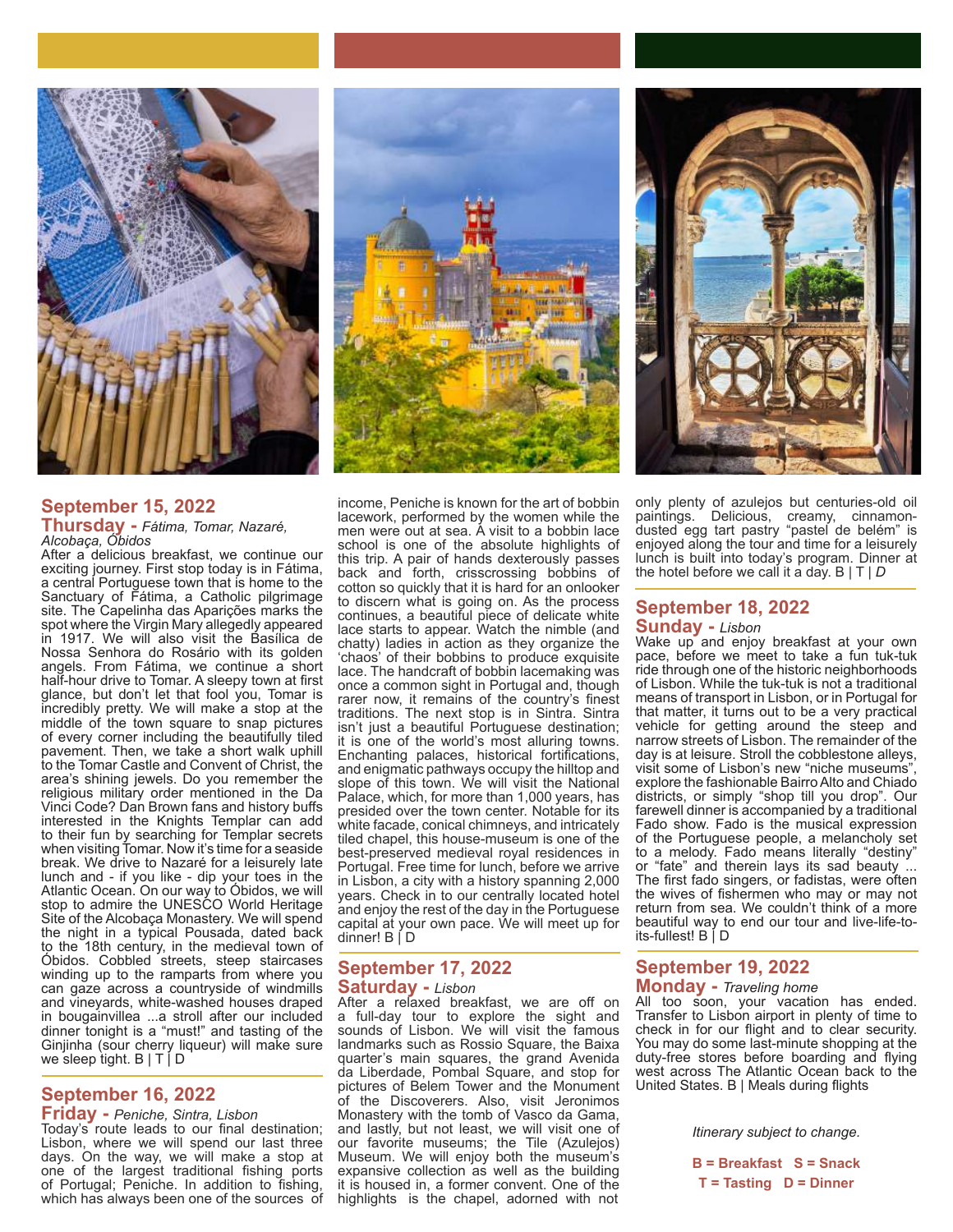## September 15, 2022

### Thursday - *Fátima, Tomar, Nazaré, Alcobaça, Óbidos*

After a delicious breakfast, we continue our exciting journey. First stop today is in Fátima, a central Portuguese town that is home to the Sanctuary of Fátima, a Catholic pilgrimage site. The Capelinha das Aparições marks the spot where the Virgin Mary allegedly appeared in 1917. We will also visit the Basílica de Nossa Senhora do Rosário with its golden angels. From Fátima, we continue a short half-hour drive to Tomar. A sleepy town at first glance, but don't let that fool you, Tomar is incredibly pretty. We will make a stop at the middle of the town square to snap pictures of every corner including the beautifully tiled pavement. Then, we take a short walk uphill to the Tomar Castle and Convent of Christ, the area's shining jewels. Do you remember the religious military order mentioned in the Da Vinci Code? Dan Brown fans and history buffs interested in the Knights Templar can add to their fun by searching for Templar secrets when visiting Tomar. Now it's time for a seaside break. We drive to Nazaré for a leisurely late lunch and - if you like - dip your toes in the Atlantic Ocean. On our way to Óbidos, we will stop to admire the UNESCO World Heritage Site of the Alcobaça Monastery. We will spend the night in a typical Pousada, dated back to the 18th century, in the medieval town of Óbidos. Cobbled streets, steep staircases winding up to the ramparts from where you can gaze across a countryside of windmills and vineyards, white-washed houses draped in bougainvillea ...a stroll after our included dinner tonight is a "must!" and tasting of the Ginjinha (sour cherry liqueur) will make sure we sleep tight. B | T | D

## September 16, 2022

### Friday - *Peniche, Sintra, Lisbon*

Today's route leads to our final destination; Lisbon, where we will spend our last three days. On the way, we will make a stop at one of the largest traditional fishing ports of Portugal; Peniche. In addition to fishing, which has always been one of the sources of income, Peniche is known for the art of bobbin lacework, performed by the women while the men were out at sea. A visit to a bobbin lace school is one of the absolute highlights of this trip. A pair of hands dexterously passes back and forth, crisscrossing bobbins of cotton so quickly that it is hard for an onlooker to discern what is going on. As the process continues, a beautiful piece of delicate white lace starts to appear. Watch the nimble (and chatty) ladies in action as they organize the 'chaos' of their bobbins to produce exquisite lace. The handcraft of bobbin lacemaking was once a common sight in Portugal and, though rarer now, it remains of the country's finest traditions. The next stop is in Sintra. Sintra isn't just a beautiful Portuguese destination; it is one of the world's most alluring towns. Enchanting palaces, historical fortifications, and enigmatic pathways occupy the hilltop and slope of this town. We will visit the National Palace, which, for more than 1,000 years, has presided over the town center. Notable for its white facade, conical chimneys, and intricately tiled chapel, this house-museum is one of the best-preserved medieval royal residences in Portugal. Free time for lunch, before we arrive in Lisbon, a city with a history spanning 2,000 years. Check in to our centrally located hotel and enjoy the rest of the day in the Portuguese capital at your own pace. We will meet up for dinner! B | D

## September 17, 2022

### Saturday - *Lisbon*

After a relaxed breakfast, we are off on a full-day tour to explore the sight and sounds of Lisbon. We will visit the famous landmarks such as Rossio Square, the Baixa quarter's main squares, the grand Avenida da Liberdade, Pombal Square, and stop for pictures of Belem Tower and the Monument of the Discoverers. Also, visit Jeronimos Monastery with the tomb of Vasco da Gama, and lastly, but not least, we will visit one of our favorite museums; the Tile (Azulejos) Museum. We will enjoy both the museum's expansive collection as well as the building it is housed in, a former convent. One of the highlights is the chapel, adorned with not only plenty of azulejos but centuries-old oil paintings. Delicious, creamy, cinnamon-dusted egg tart pastry "pastel de belém" is enjoyed along the tour and time for a leisurely lunch is built into today's program. Dinner at the hotel before we call it a day. B | T | *D*

## September 18, 2022

### Sunday - *Lisbon*

Wake up and enjoy breakfast at your own pace, before we meet to take a fun tuk-tuk ride through one of the historic neighborhoods of Lisbon. While the tuk-tuk is not a traditional means of transport in Lisbon, or in Portugal for that matter, it turns out to be a very practical vehicle for getting around the steep and narrow streets of Lisbon. The remainder of the day is at leisure. Stroll the cobblestone alleys, visit some of Lisbon's new "niche museums", explore the fashionable Bairro Alto and Chiado districts, or simply "shop till you drop". Our farewell dinner is accompanied by a traditional Fado show. Fado is the musical expression of the Portuguese people, a melancholy set to a melody. Fado means literally "destiny" or "fate" and therein lays its sad beauty ... The first fado singers, or fadistas, was often the wives of fishermen who may or may not return from sea. We couldn't think of a more beautiful way to end our tour and live-life-to-its-fullest! B | D

## September 19, 2022

### Monday - *Traveling home*

All too soon, your vacation has ended. Transfer to Lisbon airport in plenty of time to check in for our flight and to clear security. You may do some last-minute shopping at the duty-free stores before boarding and flying west across The Atlantic Ocean back to the United States. B | Meals during flights

*Itinerary subject to change.*

**B = Breakfast S = Snack**
**T = Tasting D = Dinner**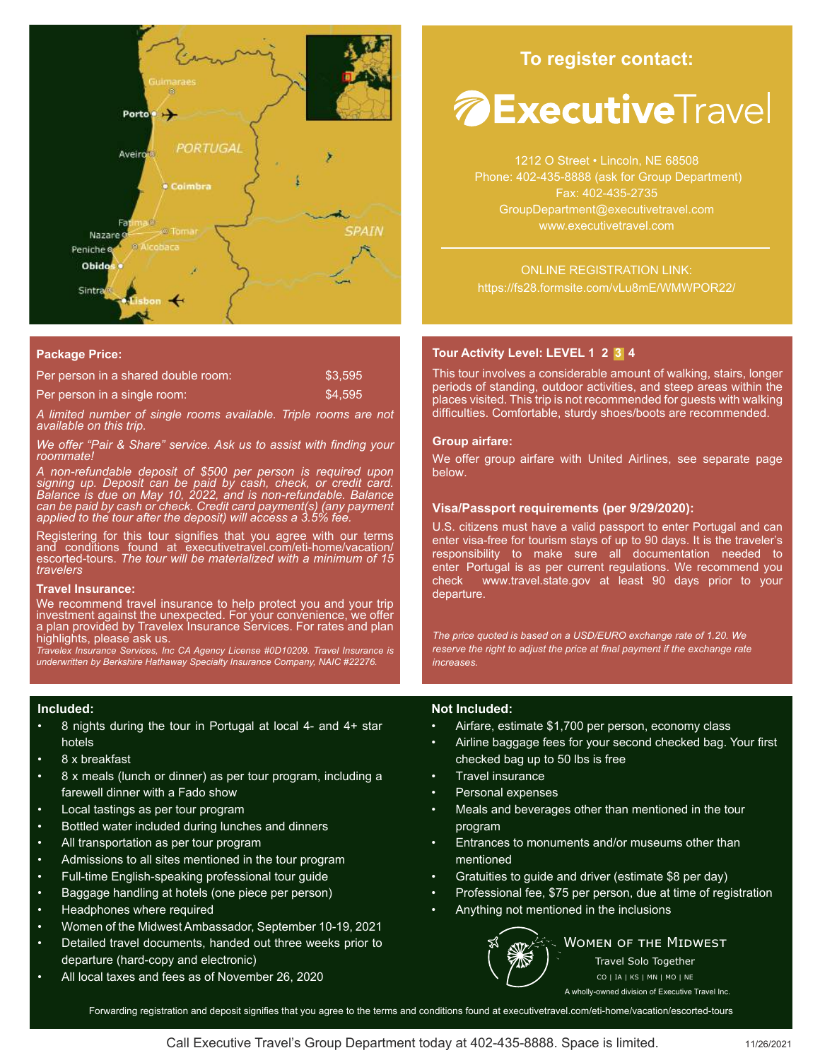Guimaraes
Porto
Aveiro
PORTUGAL
Coimbra
Fatima
Nazare
Tomar
Peniche
Alcobaca
Obidos
Sintra
Lisbon
SPAIN

## To register contact:

**ExecutiveTravel**

1212 O Street • Lincoln, NE 68508
Phone: 402-435-8888 (ask for Group Department)
Fax: 402-435-2735
GroupDepartment@executivetravel.com
www.executivetravel.com

ONLINE REGISTRATION LINK:
https://fs28.formsite.com/vLu8mE/WMWPOR22/

### Package Price:

| | |
|---|---|
| Per person in a shared double room: | $3,595 |
| Per person in a single room: | $4,595 |

*A limited number of single rooms available. Triple rooms are not available on this trip.*

*We offer "Pair & Share" service. Ask us to assist with finding your roommate!*

*A non-refundable deposit of $500 per person is required upon signing up. Deposit can be paid by cash, check, or credit card. Balance is due on May 10, 2022, and is non-refundable. Balance can be paid by cash or check. Credit card payment(s) (any payment applied to the tour after the deposit) will access a 3.5% fee.*

Registering for this tour signifies that you agree with our terms and conditions found at executivetravel.com/eti-home/vacation/escorted-tours. *The tour will be materialized with a minimum of 15 travelers*

### Travel Insurance:

We recommend travel insurance to help protect you and your trip investment against the unexpected. For your convenience, we offer a plan provided by Travelex Insurance Services. For rates and plan highlights, please ask us.

*Travelex Insurance Services, Inc CA Agency License #0D10209. Travel Insurance is underwritten by Berkshire Hathaway Specialty Insurance Company, NAIC #22276.*

### Tour Activity Level: LEVEL 1 2 **3** 4

This tour involves a considerable amount of walking, stairs, longer periods of standing, outdoor activities, and steep areas within the places visited. This trip is not recommended for guests with walking difficulties. Comfortable, sturdy shoes/boots are recommended.

### Group airfare:

We offer group airfare with United Airlines, see separate page below.

### Visa/Passport requirements (per 9/29/2020):

U.S. citizens must have a valid passport to enter Portugal and can enter visa-free for tourism stays of up to 90 days. It is the traveler's responsibility to make sure all documentation needed to enter Portugal is as per current regulations. We recommend you check www.travel.state.gov at least 90 days prior to your departure.

*The price quoted is based on a USD/EURO exchange rate of 1.20. We reserve the right to adjust the price at final payment if the exchange rate increases.*

### Included:

- 8 nights during the tour in Portugal at local 4- and 4+ star hotels
- 8 x breakfast
- 8 x meals (lunch or dinner) as per tour program, including a farewell dinner with a Fado show
- Local tastings as per tour program
- Bottled water included during lunches and dinners
- All transportation as per tour program
- Admissions to all sites mentioned in the tour program
- Full-time English-speaking professional tour guide
- Baggage handling at hotels (one piece per person)
- Headphones where required
- Women of the Midwest Ambassador, September 10-19, 2021
- Detailed travel documents, handed out three weeks prior to departure (hard-copy and electronic)
- All local taxes and fees as of November 26, 2020

### Not Included:

- Airfare, estimate $1,700 per person, economy class
- Airline baggage fees for your second checked bag. Your first checked bag up to 50 lbs is free
- Travel insurance
- Personal expenses
- Meals and beverages other than mentioned in the tour program
- Entrances to monuments and/or museums other than mentioned
- Gratuities to guide and driver (estimate $8 per day)
- Professional fee, $75 per person, due at time of registration
- Anything not mentioned in the inclusions

WOMEN OF THE MIDWEST
Travel Solo Together
CO | IA | KS | MN | MO | NE
A wholly-owned division of Executive Travel Inc.

Forwarding registration and deposit signifies that you agree to the terms and conditions found at executivetravel.com/eti-home/vacation/escorted-tours

Call Executive Travel's Group Department today at 402-435-8888. Space is limited.

11/26/2021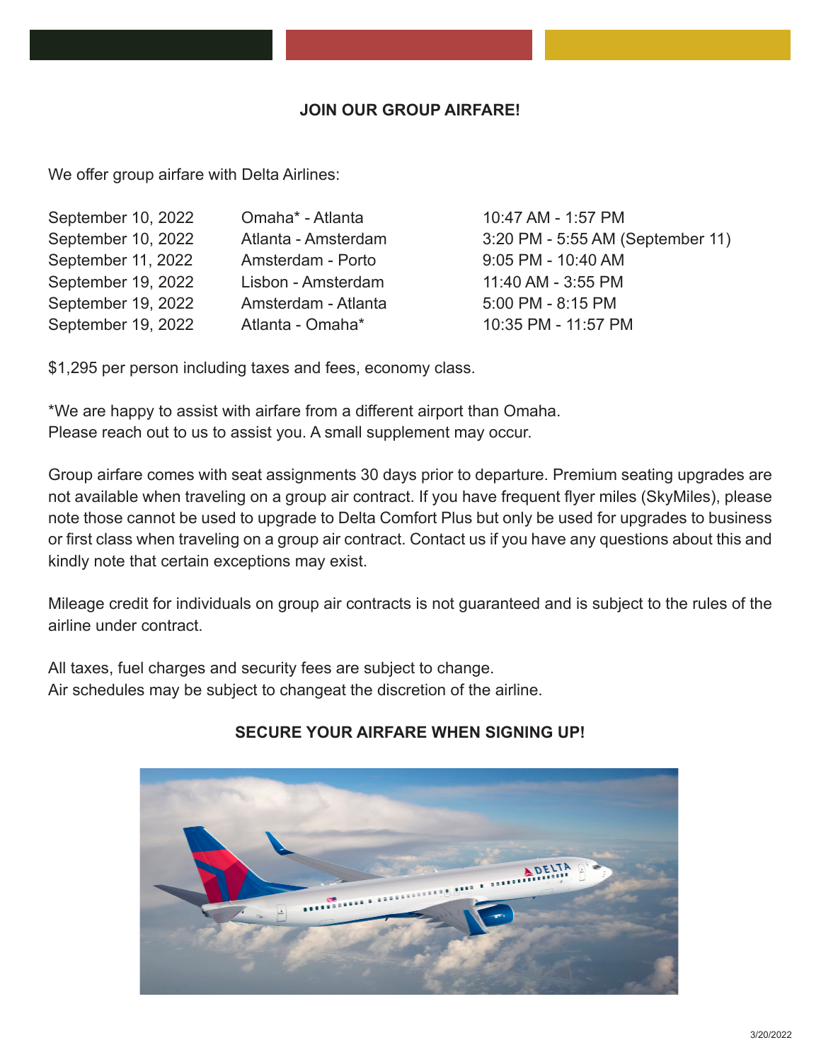**JOIN OUR GROUP AIRFARE!**

We offer group airfare with Delta Airlines:

| | | |
|---|---|---|
| September 10, 2022 | Omaha* - Atlanta | 10:47 AM - 1:57 PM |
| September 10, 2022 | Atlanta - Amsterdam | 3:20 PM - 5:55 AM (September 11) |
| September 11, 2022 | Amsterdam - Porto | 9:05 PM - 10:40 AM |
| September 19, 2022 | Lisbon - Amsterdam | 11:40 AM - 3:55 PM |
| September 19, 2022 | Amsterdam - Atlanta | 5:00 PM - 8:15 PM |
| September 19, 2022 | Atlanta - Omaha* | 10:35 PM - 11:57 PM |

$1,295 per person including taxes and fees, economy class.

*We are happy to assist with airfare from a different airport than Omaha.
Please reach out to us to assist you. A small supplement may occur.

Group airfare comes with seat assignments 30 days prior to departure. Premium seating upgrades are not available when traveling on a group air contract. If you have frequent flyer miles (SkyMiles), please note those cannot be used to upgrade to Delta Comfort Plus but only be used for upgrades to business or first class when traveling on a group air contract. Contact us if you have any questions about this and kindly note that certain exceptions may exist.

Mileage credit for individuals on group air contracts is not guaranteed and is subject to the rules of the airline under contract.

All taxes, fuel charges and security fees are subject to change.
Air schedules may be subject to changeat the discretion of the airline.

**SECURE YOUR AIRFARE WHEN SIGNING UP!**